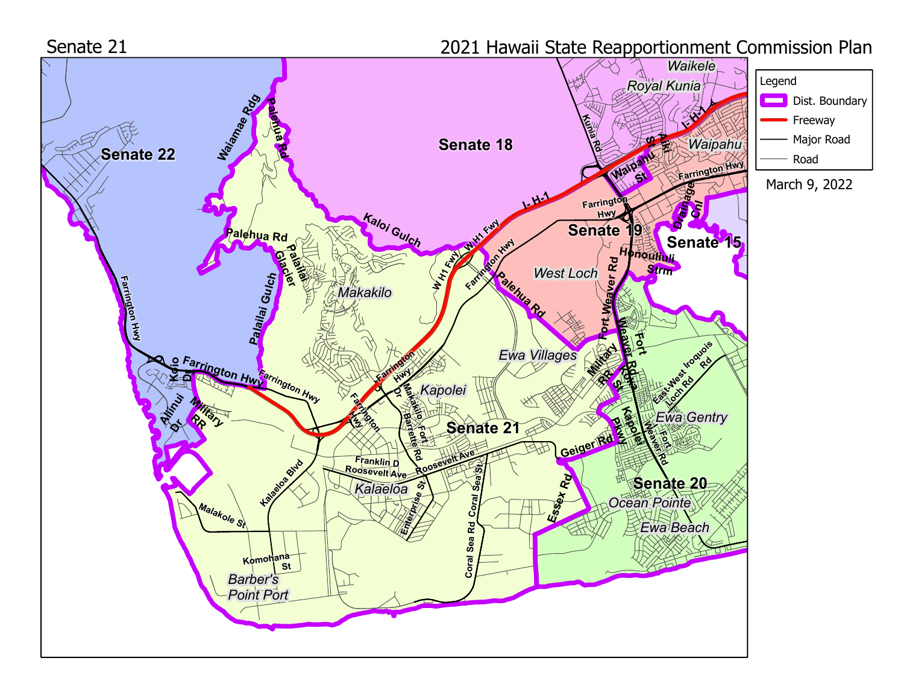Senate 21

2021 Hawaii State Reapportionment Commission Plan

Legend

- Dist. Boundary
- Freeway
- Major Road
- Road

March 9, 2022

Senate 22

Senate 18

Senate 19

Senate 15

Senate 21

Senate 20

Waikele

Royal Kunia

Waipahu

West Loch

Makakilo

Ewa Villages

Kapolei

Ewa Gentry

Kalaeloa

Ocean Pointe

Ewa Beach

Barber's Point Port

Waiamae Rdg

Palehua Rd

Palailai Gulch

Palailai Glacier

Kaloi Gulch

I-H-1

W H1 Fwy

Farrington Hwy

Kunia Rd

Waipahu St

Aiki St

Drainage Cnl

Honouliuli Strm

Fort Weaver Rd

Military RR

Kapolei Pkwy

East-West Loch Rd

Iroquois Rd

Koio Dr

Alinui Dr

Kalaeloa Blvd

Malakole St

Komohana St

Makakilo Dr

Fort Barrette Rd

Franklin D Roosevelt Ave

Roosevelt Ave

Enterprise St

Coral Sea Rd

Coral Sea St

Geiger Rd

Essex Rd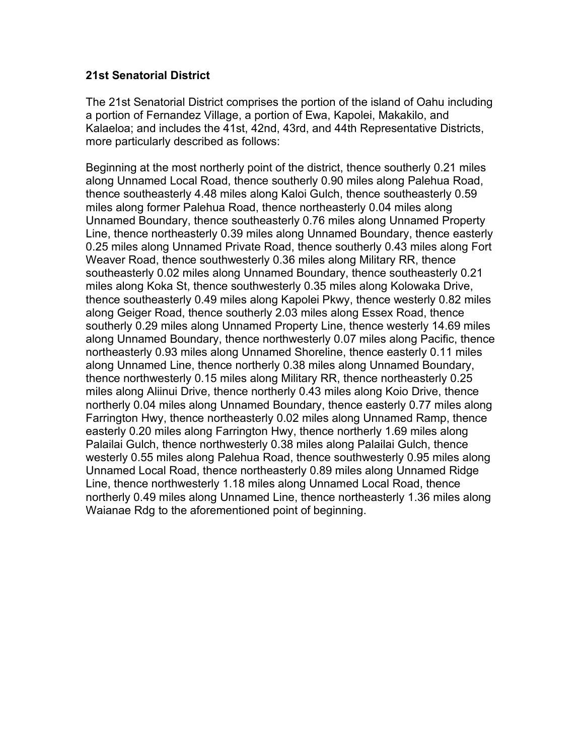**21st Senatorial District**

The 21st Senatorial District comprises the portion of the island of Oahu including a portion of Fernandez Village, a portion of Ewa, Kapolei, Makakilo, and Kalaeloa; and includes the 41st, 42nd, 43rd, and 44th Representative Districts, more particularly described as follows:

Beginning at the most northerly point of the district, thence southerly 0.21 miles along Unnamed Local Road, thence southerly 0.90 miles along Palehua Road, thence southeasterly 4.48 miles along Kaloi Gulch, thence southeasterly 0.59 miles along former Palehua Road, thence northeasterly 0.04 miles along Unnamed Boundary, thence southeasterly 0.76 miles along Unnamed Property Line, thence northeasterly 0.39 miles along Unnamed Boundary, thence easterly 0.25 miles along Unnamed Private Road, thence southerly 0.43 miles along Fort Weaver Road, thence southwesterly 0.36 miles along Military RR, thence southeasterly 0.02 miles along Unnamed Boundary, thence southeasterly 0.21 miles along Koka St, thence southwesterly 0.35 miles along Kolowaka Drive, thence southeasterly 0.49 miles along Kapolei Pkwy, thence westerly 0.82 miles along Geiger Road, thence southerly 2.03 miles along Essex Road, thence southerly 0.29 miles along Unnamed Property Line, thence westerly 14.69 miles along Unnamed Boundary, thence northwesterly 0.07 miles along Pacific, thence northeasterly 0.93 miles along Unnamed Shoreline, thence easterly 0.11 miles along Unnamed Line, thence northerly 0.38 miles along Unnamed Boundary, thence northwesterly 0.15 miles along Military RR, thence northeasterly 0.25 miles along Aliinui Drive, thence northerly 0.43 miles along Koio Drive, thence northerly 0.04 miles along Unnamed Boundary, thence easterly 0.77 miles along Farrington Hwy, thence northeasterly 0.02 miles along Unnamed Ramp, thence easterly 0.20 miles along Farrington Hwy, thence northerly 1.69 miles along Palailai Gulch, thence northwesterly 0.38 miles along Palailai Gulch, thence westerly 0.55 miles along Palehua Road, thence southwesterly 0.95 miles along Unnamed Local Road, thence northeasterly 0.89 miles along Unnamed Ridge Line, thence northwesterly 1.18 miles along Unnamed Local Road, thence northerly 0.49 miles along Unnamed Line, thence northeasterly 1.36 miles along Waianae Rdg to the aforementioned point of beginning.